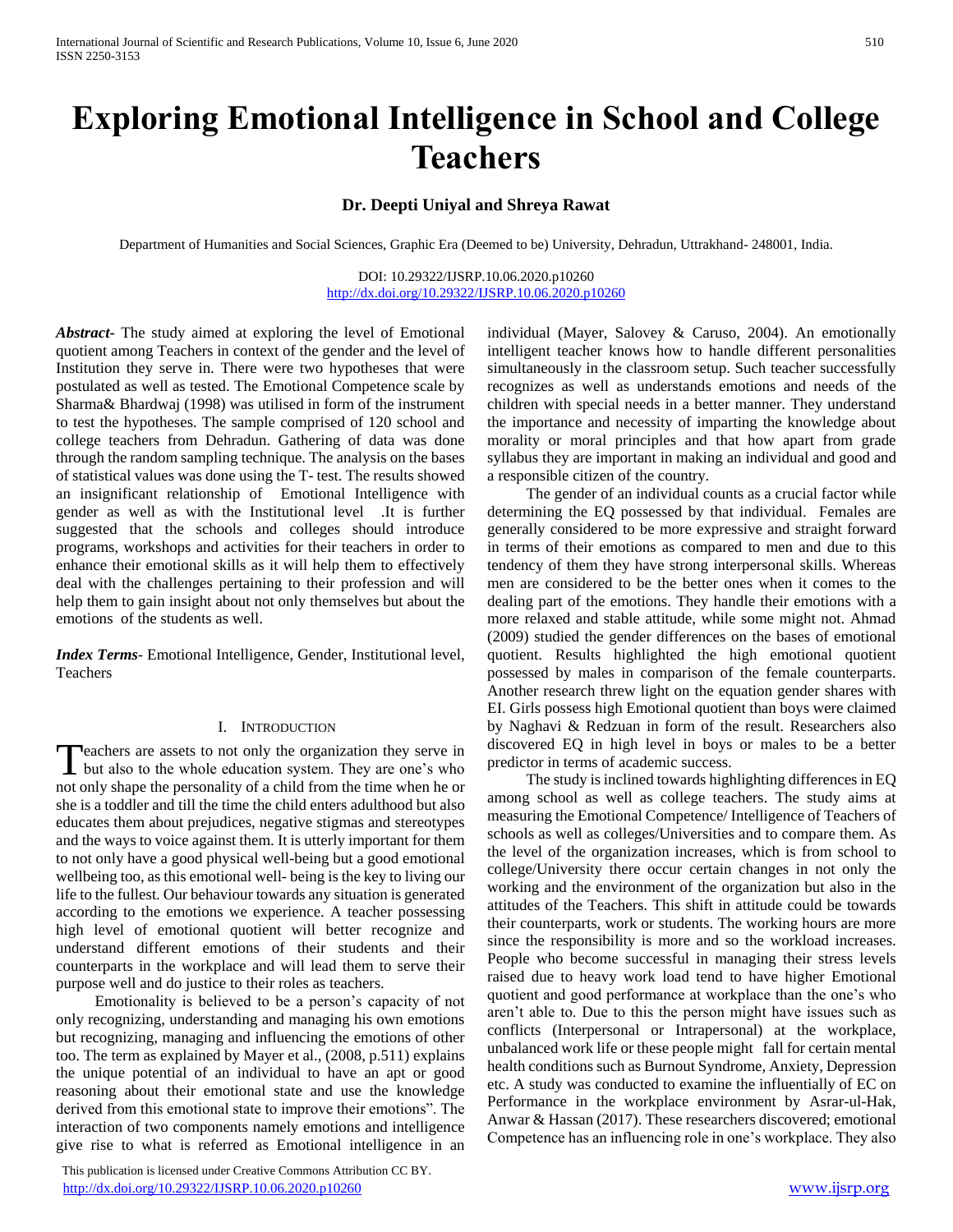# Exploring Emotional Intelligence in School and College Teachers

**Dr. Deepti Uniyal and Shreya Rawat**

Department of Humanities and Social Sciences, Graphic Era (Deemed to be) University, Dehradun, Uttrakhand- 248001, India.

DOI: 10.29322/IJSRP.10.06.2020.p10260
http://dx.doi.org/10.29322/IJSRP.10.06.2020.p10260

***Abstract-*** The study aimed at exploring the level of Emotional quotient among Teachers in context of the gender and the level of Institution they serve in. There were two hypotheses that were postulated as well as tested. The Emotional Competence scale by Sharma& Bhardwaj (1998) was utilised in form of the instrument to test the hypotheses. The sample comprised of 120 school and college teachers from Dehradun. Gathering of data was done through the random sampling technique. The analysis on the bases of statistical values was done using the T- test. The results showed an insignificant relationship of Emotional Intelligence with gender as well as with the Institutional level .It is further suggested that the schools and colleges should introduce programs, workshops and activities for their teachers in order to enhance their emotional skills as it will help them to effectively deal with the challenges pertaining to their profession and will help them to gain insight about not only themselves but about the emotions of the students as well.

***Index Terms-*** Emotional Intelligence, Gender, Institutional level, Teachers

## I. Introduction

Teachers are assets to not only the organization they serve in but also to the whole education system. They are one's who not only shape the personality of a child from the time when he or she is a toddler and till the time the child enters adulthood but also educates them about prejudices, negative stigmas and stereotypes and the ways to voice against them. It is utterly important for them to not only have a good physical well-being but a good emotional wellbeing too, as this emotional well- being is the key to living our life to the fullest. Our behaviour towards any situation is generated according to the emotions we experience. A teacher possessing high level of emotional quotient will better recognize and understand different emotions of their students and their counterparts in the workplace and will lead them to serve their purpose well and do justice to their roles as teachers.

Emotionality is believed to be a person's capacity of not only recognizing, understanding and managing his own emotions but recognizing, managing and influencing the emotions of other too. The term as explained by Mayer et al., (2008, p.511) explains the unique potential of an individual to have an apt or good reasoning about their emotional state and use the knowledge derived from this emotional state to improve their emotions". The interaction of two components namely emotions and intelligence give rise to what is referred as Emotional intelligence in an individual (Mayer, Salovey & Caruso, 2004). An emotionally intelligent teacher knows how to handle different personalities simultaneously in the classroom setup. Such teacher successfully recognizes as well as understands emotions and needs of the children with special needs in a better manner. They understand the importance and necessity of imparting the knowledge about morality or moral principles and that how apart from grade syllabus they are important in making an individual and good and a responsible citizen of the country.

The gender of an individual counts as a crucial factor while determining the EQ possessed by that individual. Females are generally considered to be more expressive and straight forward in terms of their emotions as compared to men and due to this tendency of them they have strong interpersonal skills. Whereas men are considered to be the better ones when it comes to the dealing part of the emotions. They handle their emotions with a more relaxed and stable attitude, while some might not. Ahmad (2009) studied the gender differences on the bases of emotional quotient. Results highlighted the high emotional quotient possessed by males in comparison of the female counterparts. Another research threw light on the equation gender shares with EI. Girls possess high Emotional quotient than boys were claimed by Naghavi & Redzuan in form of the result. Researchers also discovered EQ in high level in boys or males to be a better predictor in terms of academic success.

The study is inclined towards highlighting differences in EQ among school as well as college teachers. The study aims at measuring the Emotional Competence/ Intelligence of Teachers of schools as well as colleges/Universities and to compare them. As the level of the organization increases, which is from school to college/University there occur certain changes in not only the working and the environment of the organization but also in the attitudes of the Teachers. This shift in attitude could be towards their counterparts, work or students. The working hours are more since the responsibility is more and so the workload increases. People who become successful in managing their stress levels raised due to heavy work load tend to have higher Emotional quotient and good performance at workplace than the one's who aren't able to. Due to this the person might have issues such as conflicts (Interpersonal or Intrapersonal) at the workplace, unbalanced work life or these people might fall for certain mental health conditions such as Burnout Syndrome, Anxiety, Depression etc. A study was conducted to examine the influentially of EC on Performance in the workplace environment by Asrar-ul-Hak, Anwar & Hassan (2017). These researchers discovered; emotional Competence has an influencing role in one's workplace. They also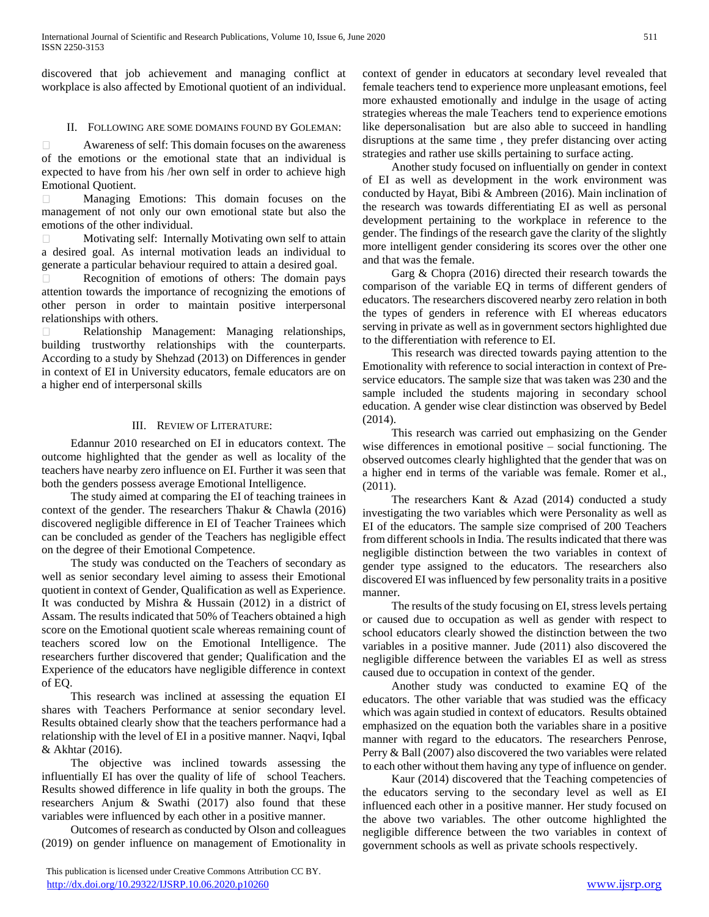discovered that job achievement and managing conflict at workplace is also affected by Emotional quotient of an individual.

## II. Following are some domains found by Goleman:

- Awareness of self: This domain focuses on the awareness of the emotions or the emotional state that an individual is expected to have from his /her own self in order to achieve high Emotional Quotient.
- Managing Emotions: This domain focuses on the management of not only our own emotional state but also the emotions of the other individual.
- Motivating self: Internally Motivating own self to attain a desired goal. As internal motivation leads an individual to generate a particular behaviour required to attain a desired goal.
- Recognition of emotions of others: The domain pays attention towards the importance of recognizing the emotions of other person in order to maintain positive interpersonal relationships with others.
- Relationship Management: Managing relationships, building trustworthy relationships with the counterparts. According to a study by Shehzad (2013) on Differences in gender in context of EI in University educators, female educators are on a higher end of interpersonal skills

## III. Review of Literature:

Edannur 2010 researched on EI in educators context. The outcome highlighted that the gender as well as locality of the teachers have nearby zero influence on EI. Further it was seen that both the genders possess average Emotional Intelligence.

The study aimed at comparing the EI of teaching trainees in context of the gender. The researchers Thakur & Chawla (2016) discovered negligible difference in EI of Teacher Trainees which can be concluded as gender of the Teachers has negligible effect on the degree of their Emotional Competence.

The study was conducted on the Teachers of secondary as well as senior secondary level aiming to assess their Emotional quotient in context of Gender, Qualification as well as Experience. It was conducted by Mishra & Hussain (2012) in a district of Assam. The results indicated that 50% of Teachers obtained a high score on the Emotional quotient scale whereas remaining count of teachers scored low on the Emotional Intelligence. The researchers further discovered that gender; Qualification and the Experience of the educators have negligible difference in context of EQ.

This research was inclined at assessing the equation EI shares with Teachers Performance at senior secondary level. Results obtained clearly show that the teachers performance had a relationship with the level of EI in a positive manner. Naqvi, Iqbal & Akhtar (2016).

The objective was inclined towards assessing the influentially EI has over the quality of life of school Teachers. Results showed difference in life quality in both the groups. The researchers Anjum & Swathi (2017) also found that these variables were influenced by each other in a positive manner.

Outcomes of research as conducted by Olson and colleagues (2019) on gender influence on management of Emotionality in context of gender in educators at secondary level revealed that female teachers tend to experience more unpleasant emotions, feel more exhausted emotionally and indulge in the usage of acting strategies whereas the male Teachers tend to experience emotions like depersonalisation but are also able to succeed in handling disruptions at the same time , they prefer distancing over acting strategies and rather use skills pertaining to surface acting.

Another study focused on influentially on gender in context of EI as well as development in the work environment was conducted by Hayat, Bibi & Ambreen (2016). Main inclination of the research was towards differentiating EI as well as personal development pertaining to the workplace in reference to the gender. The findings of the research gave the clarity of the slightly more intelligent gender considering its scores over the other one and that was the female.

Garg & Chopra (2016) directed their research towards the comparison of the variable EQ in terms of different genders of educators. The researchers discovered nearby zero relation in both the types of genders in reference with EI whereas educators serving in private as well as in government sectors highlighted due to the differentiation with reference to EI.

This research was directed towards paying attention to the Emotionality with reference to social interaction in context of Pre-service educators. The sample size that was taken was 230 and the sample included the students majoring in secondary school education. A gender wise clear distinction was observed by Bedel (2014).

This research was carried out emphasizing on the Gender wise differences in emotional positive – social functioning. The observed outcomes clearly highlighted that the gender that was on a higher end in terms of the variable was female. Romer et al., (2011).

The researchers Kant & Azad (2014) conducted a study investigating the two variables which were Personality as well as EI of the educators. The sample size comprised of 200 Teachers from different schools in India. The results indicated that there was negligible distinction between the two variables in context of gender type assigned to the educators. The researchers also discovered EI was influenced by few personality traits in a positive manner.

The results of the study focusing on EI, stress levels pertaing or caused due to occupation as well as gender with respect to school educators clearly showed the distinction between the two variables in a positive manner. Jude (2011) also discovered the negligible difference between the variables EI as well as stress caused due to occupation in context of the gender.

Another study was conducted to examine EQ of the educators. The other variable that was studied was the efficacy which was again studied in context of educators. Results obtained emphasized on the equation both the variables share in a positive manner with regard to the educators. The researchers Penrose, Perry & Ball (2007) also discovered the two variables were related to each other without them having any type of influence on gender.

Kaur (2014) discovered that the Teaching competencies of the educators serving to the secondary level as well as EI influenced each other in a positive manner. Her study focused on the above two variables. The other outcome highlighted the negligible difference between the two variables in context of government schools as well as private schools respectively.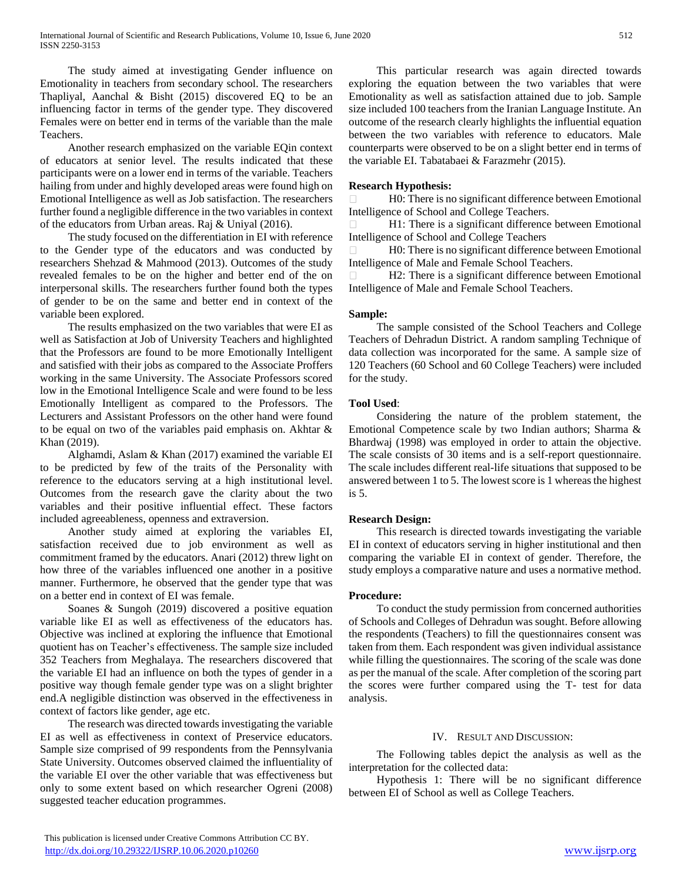The study aimed at investigating Gender influence on Emotionality in teachers from secondary school. The researchers Thapliyal, Aanchal & Bisht (2015) discovered EQ to be an influencing factor in terms of the gender type. They discovered Females were on better end in terms of the variable than the male Teachers.

Another research emphasized on the variable EQin context of educators at senior level. The results indicated that these participants were on a lower end in terms of the variable. Teachers hailing from under and highly developed areas were found high on Emotional Intelligence as well as Job satisfaction. The researchers further found a negligible difference in the two variables in context of the educators from Urban areas. Raj & Uniyal (2016).

The study focused on the differentiation in EI with reference to the Gender type of the educators and was conducted by researchers Shehzad & Mahmood (2013). Outcomes of the study revealed females to be on the higher and better end of the on interpersonal skills. The researchers further found both the types of gender to be on the same and better end in context of the variable been explored.

The results emphasized on the two variables that were EI as well as Satisfaction at Job of University Teachers and highlighted that the Professors are found to be more Emotionally Intelligent and satisfied with their jobs as compared to the Associate Proffers working in the same University. The Associate Professors scored low in the Emotional Intelligence Scale and were found to be less Emotionally Intelligent as compared to the Professors. The Lecturers and Assistant Professors on the other hand were found to be equal on two of the variables paid emphasis on. Akhtar & Khan (2019).

Alghamdi, Aslam & Khan (2017) examined the variable EI to be predicted by few of the traits of the Personality with reference to the educators serving at a high institutional level. Outcomes from the research gave the clarity about the two variables and their positive influential effect. These factors included agreeableness, openness and extraversion.

Another study aimed at exploring the variables EI, satisfaction received due to job environment as well as commitment framed by the educators. Anari (2012) threw light on how three of the variables influenced one another in a positive manner. Furthermore, he observed that the gender type that was on a better end in context of EI was female.

Soanes & Sungoh (2019) discovered a positive equation variable like EI as well as effectiveness of the educators has. Objective was inclined at exploring the influence that Emotional quotient has on Teacher's effectiveness. The sample size included 352 Teachers from Meghalaya. The researchers discovered that the variable EI had an influence on both the types of gender in a positive way though female gender type was on a slight brighter end.A negligible distinction was observed in the effectiveness in context of factors like gender, age etc.

The research was directed towards investigating the variable EI as well as effectiveness in context of Preservice educators. Sample size comprised of 99 respondents from the Pennsylvania State University. Outcomes observed claimed the influentiality of the variable EI over the other variable that was effectiveness but only to some extent based on which researcher Ogreni (2008) suggested teacher education programmes.

This particular research was again directed towards exploring the equation between the two variables that were Emotionality as well as satisfaction attained due to job. Sample size included 100 teachers from the Iranian Language Institute. An outcome of the research clearly highlights the influential equation between the two variables with reference to educators. Male counterparts were observed to be on a slight better end in terms of the variable EI. Tabatabaei & Farazmehr (2015).

**Research Hypothesis:**

- H0: There is no significant difference between Emotional Intelligence of School and College Teachers.
- H1: There is a significant difference between Emotional Intelligence of School and College Teachers
- H0: There is no significant difference between Emotional Intelligence of Male and Female School Teachers.
- H2: There is a significant difference between Emotional Intelligence of Male and Female School Teachers.

**Sample:**

The sample consisted of the School Teachers and College Teachers of Dehradun District. A random sampling Technique of data collection was incorporated for the same. A sample size of 120 Teachers (60 School and 60 College Teachers) were included for the study.

**Tool Used**:

Considering the nature of the problem statement, the Emotional Competence scale by two Indian authors; Sharma & Bhardwaj (1998) was employed in order to attain the objective. The scale consists of 30 items and is a self-report questionnaire. The scale includes different real-life situations that supposed to be answered between 1 to 5. The lowest score is 1 whereas the highest is 5.

**Research Design:**

This research is directed towards investigating the variable EI in context of educators serving in higher institutional and then comparing the variable EI in context of gender. Therefore, the study employs a comparative nature and uses a normative method.

**Procedure:**

To conduct the study permission from concerned authorities of Schools and Colleges of Dehradun was sought. Before allowing the respondents (Teachers) to fill the questionnaires consent was taken from them. Each respondent was given individual assistance while filling the questionnaires. The scoring of the scale was done as per the manual of the scale. After completion of the scoring part the scores were further compared using the T- test for data analysis.

## IV. Result and Discussion:

The Following tables depict the analysis as well as the interpretation for the collected data:

Hypothesis 1: There will be no significant difference between EI of School as well as College Teachers.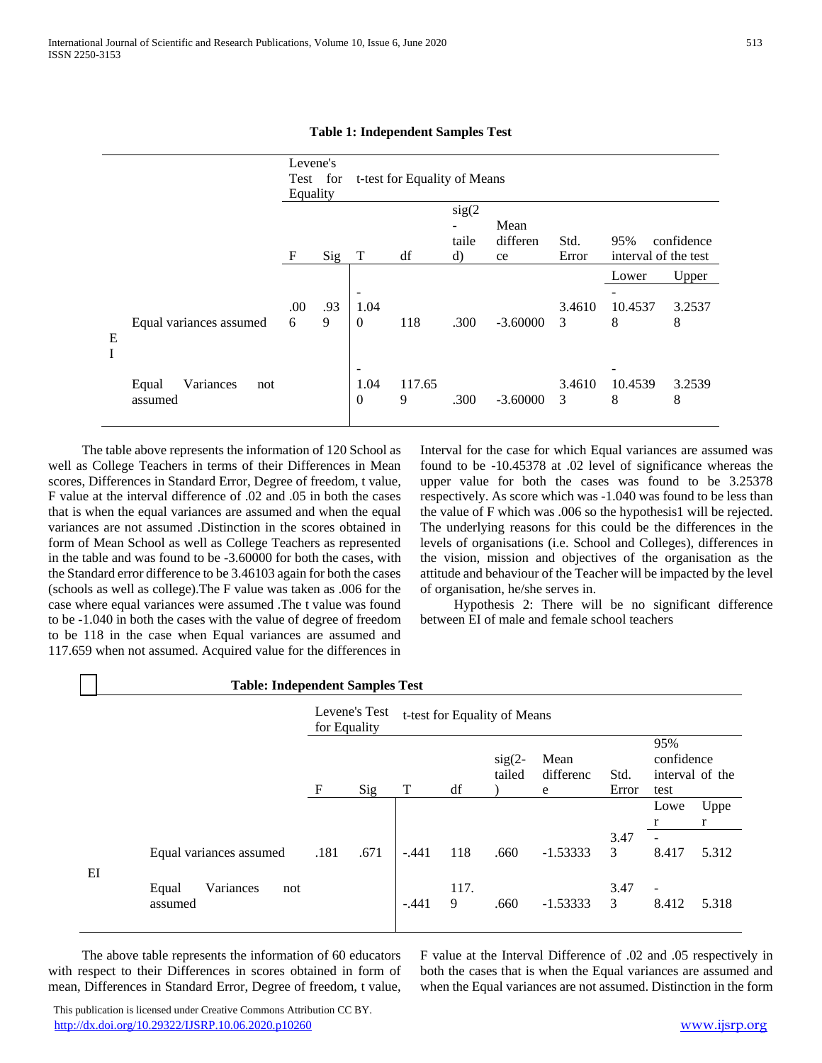**Table 1: Independent Samples Test**

| | | Levene's Test for Equality | | t-test for Equality of Means | | | | | | |
|---|---|---|---|---|---|---|---|---|---|---|
| | | F | Sig | T | df | sig(2-tailed) | Mean difference | Std. Error | 95% confidence interval of the test | |
| | | | | | | | | | Lower | Upper |
| EI | Equal variances assumed | .006 | .939 | -1.040 | 118 | .300 | -3.60000 | 3.46103 | -10.45378 | 3.25378 |
| | Equal Variances not assumed | | | -1.040 | 117.659 | .300 | -3.60000 | 3.46103 | -10.45398 | 3.25398 |

The table above represents the information of 120 School as well as College Teachers in terms of their Differences in Mean scores, Differences in Standard Error, Degree of freedom, t value, F value at the interval difference of .02 and .05 in both the cases that is when the equal variances are assumed and when the equal variances are not assumed .Distinction in the scores obtained in form of Mean School as well as College Teachers as represented in the table and was found to be -3.60000 for both the cases, with the Standard error difference to be 3.46103 again for both the cases (schools as well as college).The F value was taken as .006 for the case where equal variances were assumed .The t value was found to be -1.040 in both the cases with the value of degree of freedom to be 118 in the case when Equal variances are assumed and 117.659 when not assumed. Acquired value for the differences in Interval for the case for which Equal variances are assumed was found to be -10.45378 at .02 level of significance whereas the upper value for both the cases was found to be 3.25378 respectively. As score which was -1.040 was found to be less than the value of F which was .006 so the hypothesis1 will be rejected. The underlying reasons for this could be the differences in the levels of organisations (i.e. School and Colleges), differences in the vision, mission and objectives of the organisation as the attitude and behaviour of the Teacher will be impacted by the level of organisation, he/she serves in.

Hypothesis 2: There will be no significant difference between EI of male and female school teachers

**Table: Independent Samples Test**

| | | Levene's Test for Equality | | t-test for Equality of Means | | | | | | |
|---|---|---|---|---|---|---|---|---|---|---|
| | | F | Sig | T | df | sig(2-tailed) | Mean difference | Std. Error | 95% confidence interval of the test | |
| | | | | | | | | | Lower | Upper |
| EI | Equal variances assumed | .181 | .671 | -.441 | 118 | .660 | -1.53333 | 3.473 | -8.417 | 5.312 |
| | Equal Variances not assumed | | | -.441 | 117.9 | .660 | -1.53333 | 3.473 | -8.412 | 5.318 |

The above table represents the information of 60 educators with respect to their Differences in scores obtained in form of mean, Differences in Standard Error, Degree of freedom, t value, F value at the Interval Difference of .02 and .05 respectively in both the cases that is when the Equal variances are assumed and when the Equal variances are not assumed. Distinction in the form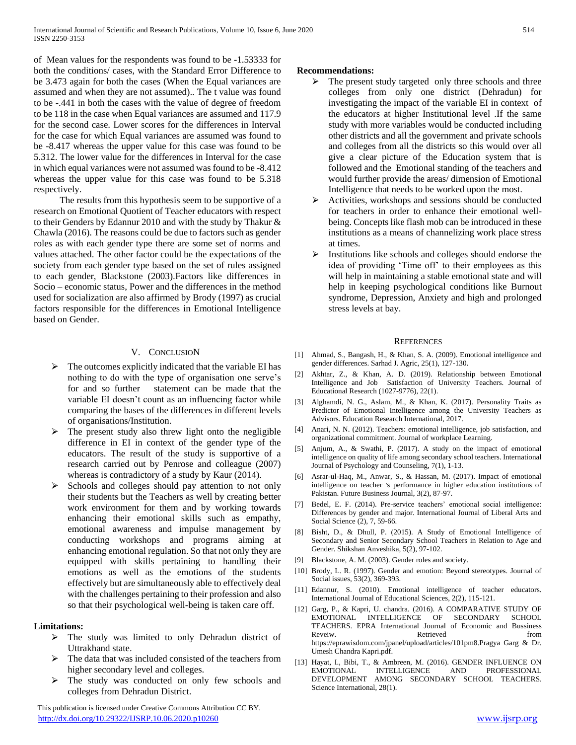of Mean values for the respondents was found to be -1.53333 for both the conditions/ cases, with the Standard Error Difference to be 3.473 again for both the cases (When the Equal variances are assumed and when they are not assumed).. The t value was found to be -.441 in both the cases with the value of degree of freedom to be 118 in the case when Equal variances are assumed and 117.9 for the second case. Lower scores for the differences in Interval for the case for which Equal variances are assumed was found to be -8.417 whereas the upper value for this case was found to be 5.312. The lower value for the differences in Interval for the case in which equal variances were not assumed was found to be -8.412 whereas the upper value for this case was found to be 5.318 respectively.

The results from this hypothesis seem to be supportive of a research on Emotional Quotient of Teacher educators with respect to their Genders by Edannur 2010 and with the study by Thakur & Chawla (2016). The reasons could be due to factors such as gender roles as with each gender type there are some set of norms and values attached. The other factor could be the expectations of the society from each gender type based on the set of rules assigned to each gender, Blackstone (2003).Factors like differences in Socio – economic status, Power and the differences in the method used for socialization are also affirmed by Brody (1997) as crucial factors responsible for the differences in Emotional Intelligence based on Gender.

## V. CONCLUSION

- The outcomes explicitly indicated that the variable EI has nothing to do with the type of organisation one serve's for and so further statement can be made that the variable EI doesn't count as an influencing factor while comparing the bases of the differences in different levels of organisations/Institution.
- The present study also threw light onto the negligible difference in EI in context of the gender type of the educators. The result of the study is supportive of a research carried out by Penrose and colleague (2007) whereas is contradictory of a study by Kaur (2014).
- Schools and colleges should pay attention to not only their students but the Teachers as well by creating better work environment for them and by working towards enhancing their emotional skills such as empathy, emotional awareness and impulse management by conducting workshops and programs aiming at enhancing emotional regulation. So that not only they are equipped with skills pertaining to handling their emotions as well as the emotions of the students effectively but are simultaneously able to effectively deal with the challenges pertaining to their profession and also so that their psychological well-being is taken care off.

**Limitations:**

- The study was limited to only Dehradun district of Uttrakhand state.
- The data that was included consisted of the teachers from higher secondary level and colleges.
- The study was conducted on only few schools and colleges from Dehradun District.

**Recommendations:**

- The present study targeted only three schools and three colleges from only one district (Dehradun) for investigating the impact of the variable EI in context of the educators at higher Institutional level .If the same study with more variables would be conducted including other districts and all the government and private schools and colleges from all the districts so this would over all give a clear picture of the Education system that is followed and the Emotional standing of the teachers and would further provide the areas/ dimension of Emotional Intelligence that needs to be worked upon the most.
- Activities, workshops and sessions should be conducted for teachers in order to enhance their emotional well-being. Concepts like flash mob can be introduced in these institutions as a means of channelizing work place stress at times.
- Institutions like schools and colleges should endorse the idea of providing 'Time off' to their employees as this will help in maintaining a stable emotional state and will help in keeping psychological conditions like Burnout syndrome, Depression, Anxiety and high and prolonged stress levels at bay.

## REFERENCES

[1] Ahmad, S., Bangash, H., & Khan, S. A. (2009). Emotional intelligence and gender differences. Sarhad J. Agric, 25(1), 127-130.

[2] Akhtar, Z., & Khan, A. D. (2019). Relationship between Emotional Intelligence and Job Satisfaction of University Teachers. Journal of Educational Research (1027-9776), 22(1).

[3] Alghamdi, N. G., Aslam, M., & Khan, K. (2017). Personality Traits as Predictor of Emotional Intelligence among the University Teachers as Advisors. Education Research International, 2017.

[4] Anari, N. N. (2012). Teachers: emotional intelligence, job satisfaction, and organizational commitment. Journal of workplace Learning.

[5] Anjum, A., & Swathi, P. (2017). A study on the impact of emotional intelligence on quality of life among secondary school teachers. International Journal of Psychology and Counseling, 7(1), 1-13.

[6] Asrar-ul-Haq, M., Anwar, S., & Hassan, M. (2017). Impact of emotional intelligence on teacher ׳s performance in higher education institutions of Pakistan. Future Business Journal, 3(2), 87-97.

[7] Bedel, E. F. (2014). Pre-service teachers' emotional social intelligence: Differences by gender and major. International Journal of Liberal Arts and Social Science (2), 7, 59-66.

[8] Bisht, D., & Dhull, P. (2015). A Study of Emotional Intelligence of Secondary and Senior Secondary School Teachers in Relation to Age and Gender. Shikshan Anveshika, 5(2), 97-102.

[9] Blackstone, A. M. (2003). Gender roles and society.

[10] Brody, L. R. (1997). Gender and emotion: Beyond stereotypes. Journal of Social issues, 53(2), 369-393.

[11] Edannur, S. (2010). Emotional intelligence of teacher educators. International Journal of Educational Sciences, 2(2), 115-121.

[12] Garg, P., & Kapri, U. chandra. (2016). A COMPARATIVE STUDY OF EMOTIONAL INTELLIGENCE OF SECONDARY SCHOOL TEACHERS. EPRA International Journal of Economic and Bussiness Reveiw. Retrieved from https://eprawisdom.com/jpanel/upload/articles/101pm8.Pragya Garg & Dr. Umesh Chandra Kapri.pdf.

[13] Hayat, I., Bibi, T., & Ambreen, M. (2016). GENDER INFLUENCE ON EMOTIONAL INTELLIGENCE AND PROFESSIONAL DEVELOPMENT AMONG SECONDARY SCHOOL TEACHERS. Science International, 28(1).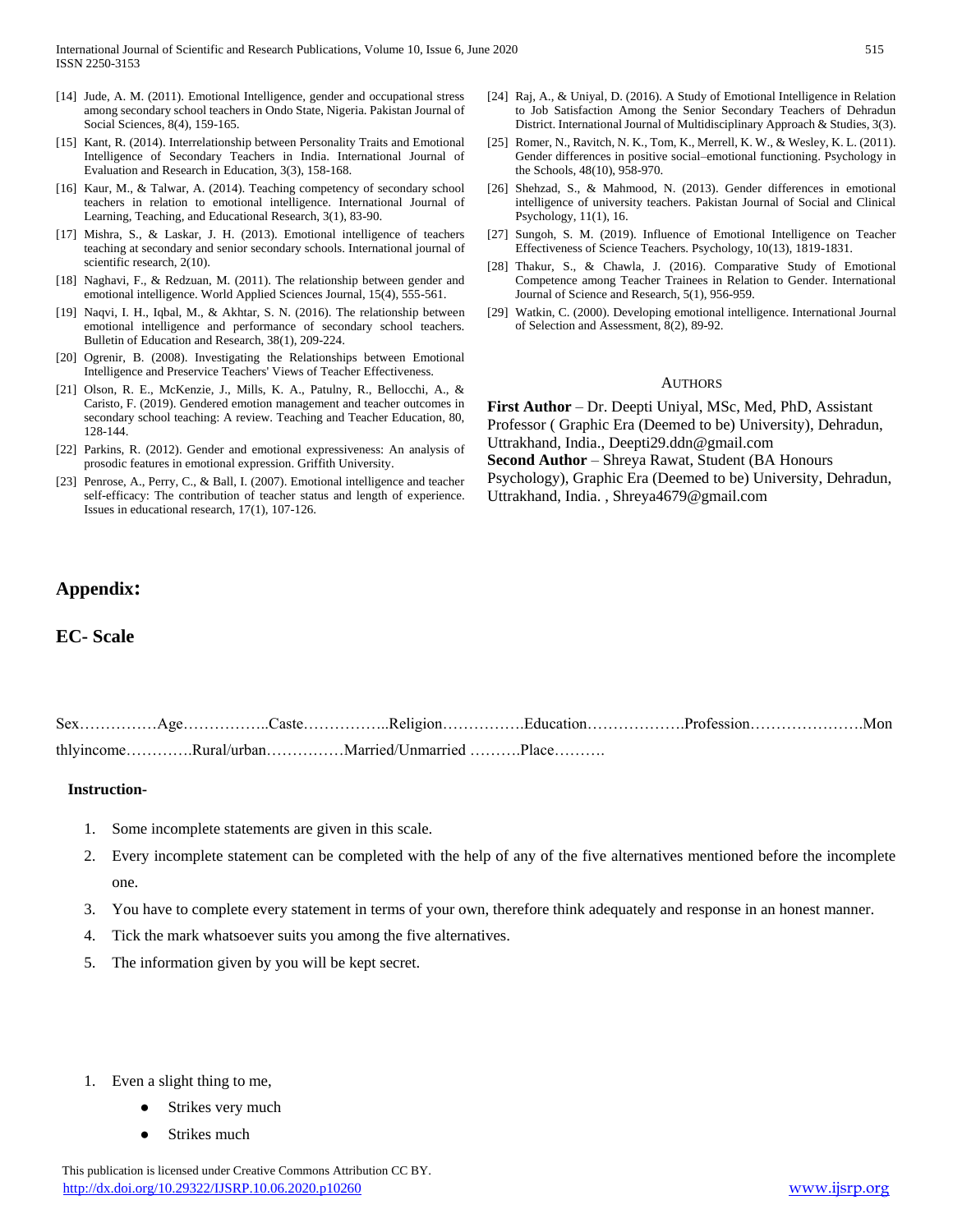[14] Jude, A. M. (2011). Emotional Intelligence, gender and occupational stress among secondary school teachers in Ondo State, Nigeria. Pakistan Journal of Social Sciences, 8(4), 159-165.

[15] Kant, R. (2014). Interrelationship between Personality Traits and Emotional Intelligence of Secondary Teachers in India. International Journal of Evaluation and Research in Education, 3(3), 158-168.

[16] Kaur, M., & Talwar, A. (2014). Teaching competency of secondary school teachers in relation to emotional intelligence. International Journal of Learning, Teaching, and Educational Research, 3(1), 83-90.

[17] Mishra, S., & Laskar, J. H. (2013). Emotional intelligence of teachers teaching at secondary and senior secondary schools. International journal of scientific research, 2(10).

[18] Naghavi, F., & Redzuan, M. (2011). The relationship between gender and emotional intelligence. World Applied Sciences Journal, 15(4), 555-561.

[19] Naqvi, I. H., Iqbal, M., & Akhtar, S. N. (2016). The relationship between emotional intelligence and performance of secondary school teachers. Bulletin of Education and Research, 38(1), 209-224.

[20] Ogrenir, B. (2008). Investigating the Relationships between Emotional Intelligence and Preservice Teachers' Views of Teacher Effectiveness.

[21] Olson, R. E., McKenzie, J., Mills, K. A., Patulny, R., Bellocchi, A., & Caristo, F. (2019). Gendered emotion management and teacher outcomes in secondary school teaching: A review. Teaching and Teacher Education, 80, 128-144.

[22] Parkins, R. (2012). Gender and emotional expressiveness: An analysis of prosodic features in emotional expression. Griffith University.

[23] Penrose, A., Perry, C., & Ball, I. (2007). Emotional intelligence and teacher self-efficacy: The contribution of teacher status and length of experience. Issues in educational research, 17(1), 107-126.

[24] Raj, A., & Uniyal, D. (2016). A Study of Emotional Intelligence in Relation to Job Satisfaction Among the Senior Secondary Teachers of Dehradun District. International Journal of Multidisciplinary Approach & Studies, 3(3).

[25] Romer, N., Ravitch, N. K., Tom, K., Merrell, K. W., & Wesley, K. L. (2011). Gender differences in positive social–emotional functioning. Psychology in the Schools, 48(10), 958-970.

[26] Shehzad, S., & Mahmood, N. (2013). Gender differences in emotional intelligence of university teachers. Pakistan Journal of Social and Clinical Psychology, 11(1), 16.

[27] Sungoh, S. M. (2019). Influence of Emotional Intelligence on Teacher Effectiveness of Science Teachers. Psychology, 10(13), 1819-1831.

[28] Thakur, S., & Chawla, J. (2016). Comparative Study of Emotional Competence among Teacher Trainees in Relation to Gender. International Journal of Science and Research, 5(1), 956-959.

[29] Watkin, C. (2000). Developing emotional intelligence. International Journal of Selection and Assessment, 8(2), 89-92.

### AUTHORS

**First Author** – Dr. Deepti Uniyal, MSc, Med, PhD, Assistant Professor ( Graphic Era (Deemed to be) University), Dehradun, Uttrakhand, India., Deepti29.ddn@gmail.com

**Second Author** – Shreya Rawat, Student (BA Honours Psychology), Graphic Era (Deemed to be) University, Dehradun, Uttrakhand, India. , Shreya4679@gmail.com

## Appendix:

## EC- Scale

Sex……………Age……………..Caste……………..Religion…………….Education……………….Profession………………….Monthlyincome………….Rural/urban……………Married/Unmarried ……….Place……….

**Instruction-**

1. Some incomplete statements are given in this scale.
2. Every incomplete statement can be completed with the help of any of the five alternatives mentioned before the incomplete one.
3. You have to complete every statement in terms of your own, therefore think adequately and response in an honest manner.
4. Tick the mark whatsoever suits you among the five alternatives.
5. The information given by you will be kept secret.

1. Even a slight thing to me,
   - Strikes very much
   - Strikes much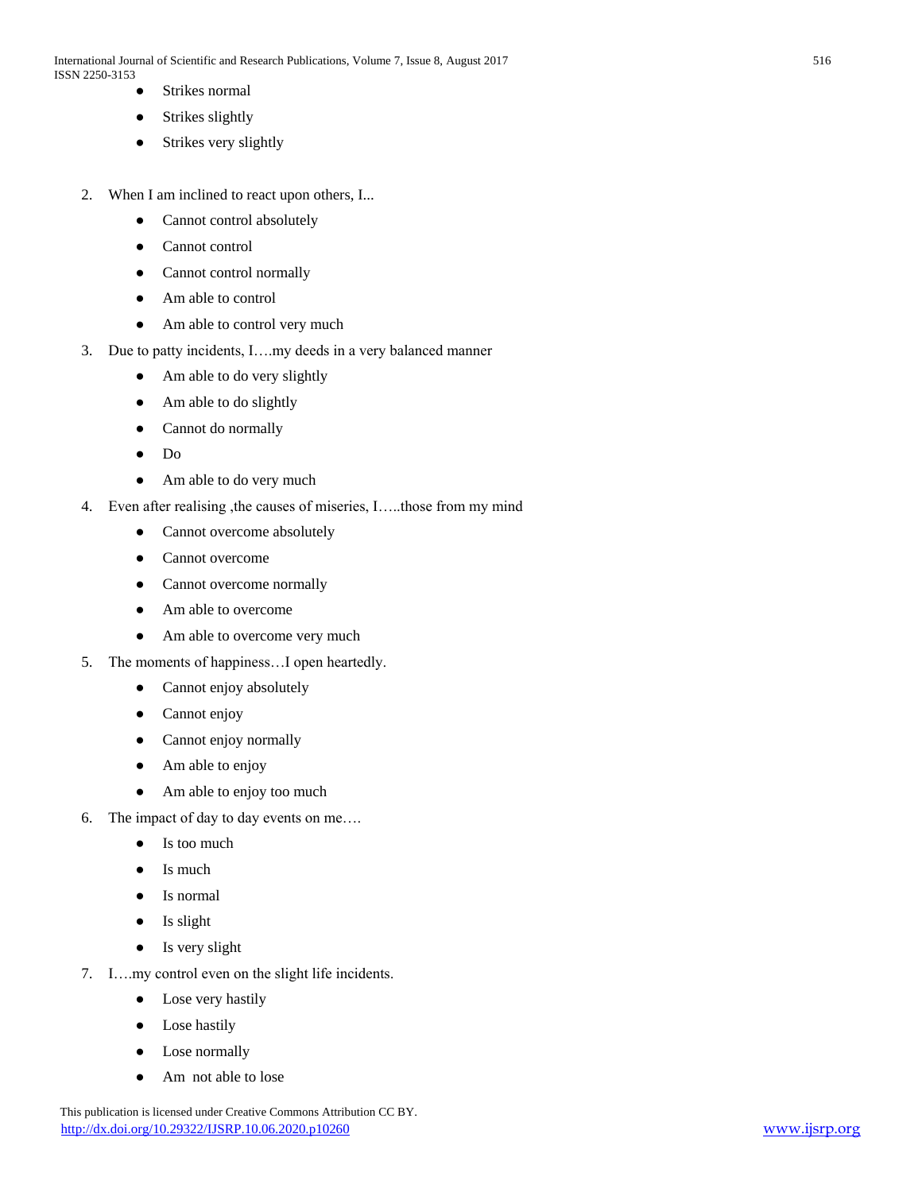- Strikes normal
- Strikes slightly
- Strikes very slightly

2. When I am inclined to react upon others, I...
   - Cannot control absolutely
   - Cannot control
   - Cannot control normally
   - Am able to control
   - Am able to control very much
3. Due to patty incidents, I….my deeds in a very balanced manner
   - Am able to do very slightly
   - Am able to do slightly
   - Cannot do normally
   - Do
   - Am able to do very much
4. Even after realising ,the causes of miseries, I…..those from my mind
   - Cannot overcome absolutely
   - Cannot overcome
   - Cannot overcome normally
   - Am able to overcome
   - Am able to overcome very much
5. The moments of happiness…I open heartedly.
   - Cannot enjoy absolutely
   - Cannot enjoy
   - Cannot enjoy normally
   - Am able to enjoy
   - Am able to enjoy too much
6. The impact of day to day events on me….
   - Is too much
   - Is much
   - Is normal
   - Is slight
   - Is very slight
7. I….my control even on the slight life incidents.
   - Lose very hastily
   - Lose hastily
   - Lose normally
   - Am not able to lose

This publication is licensed under Creative Commons Attribution CC BY.
http://dx.doi.org/10.29322/IJSRP.10.06.2020.p10260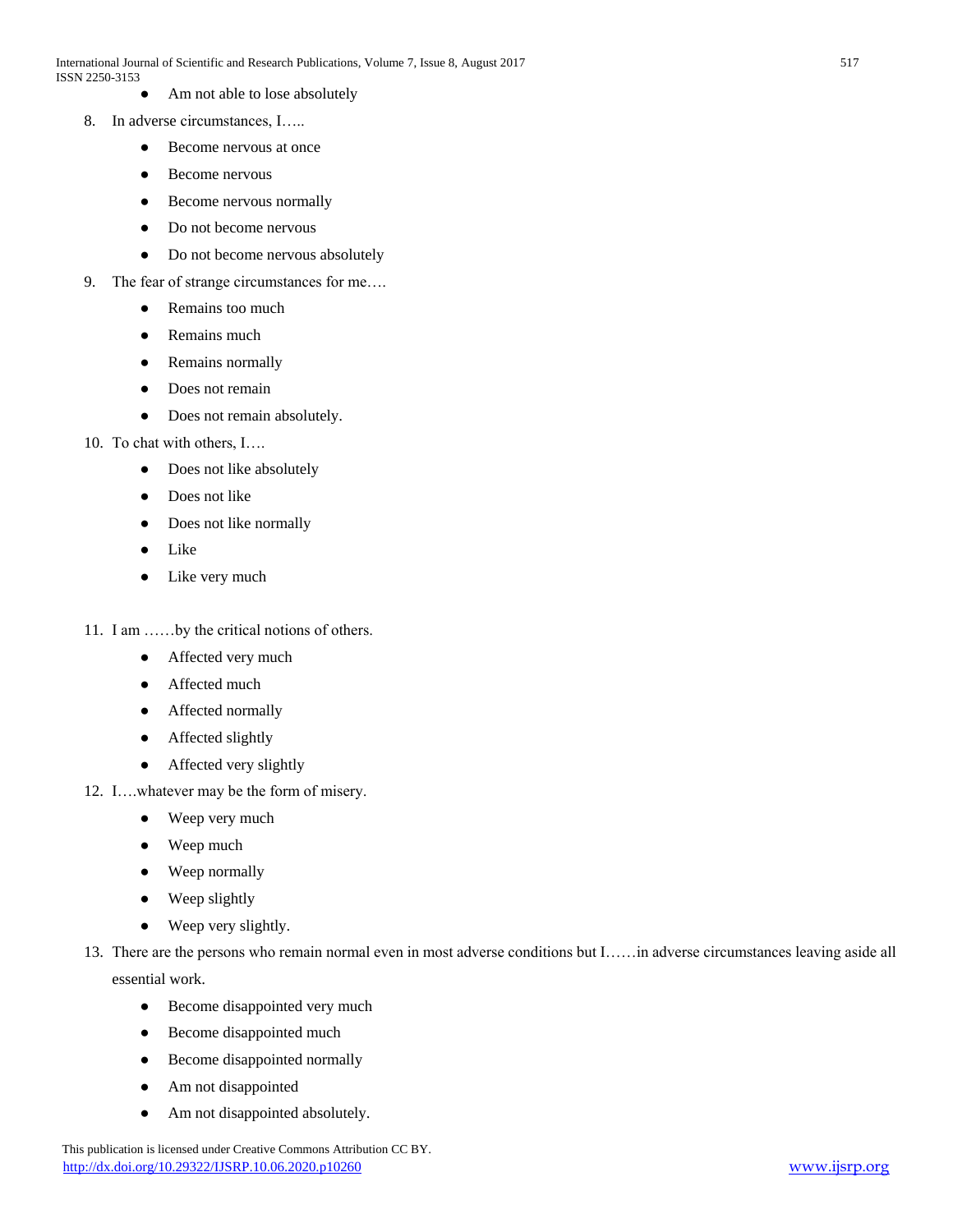- Am not able to lose absolutely

8. In adverse circumstances, I…..
    - Become nervous at once
    - Become nervous
    - Become nervous normally
    - Do not become nervous
    - Do not become nervous absolutely
9. The fear of strange circumstances for me….
    - Remains too much
    - Remains much
    - Remains normally
    - Does not remain
    - Does not remain absolutely.
10. To chat with others, I….
    - Does not like absolutely
    - Does not like
    - Does not like normally
    - Like
    - Like very much

11. I am ……by the critical notions of others.
    - Affected very much
    - Affected much
    - Affected normally
    - Affected slightly
    - Affected very slightly
12. I….whatever may be the form of misery.
    - Weep very much
    - Weep much
    - Weep normally
    - Weep slightly
    - Weep very slightly.
13. There are the persons who remain normal even in most adverse conditions but I……in adverse circumstances leaving aside all essential work.
    - Become disappointed very much
    - Become disappointed much
    - Become disappointed normally
    - Am not disappointed
    - Am not disappointed absolutely.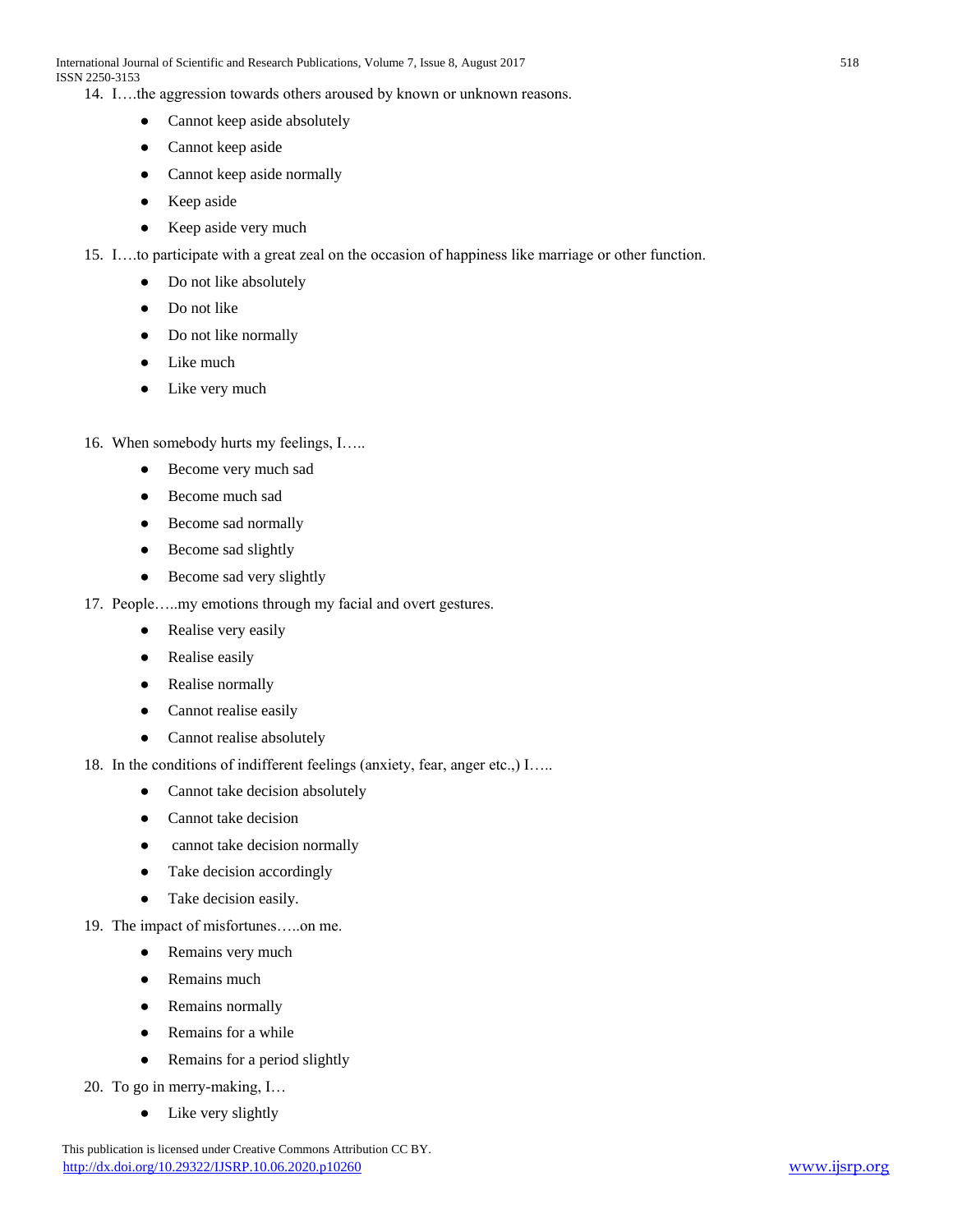14. I….the aggression towards others aroused by known or unknown reasons.
    - Cannot keep aside absolutely
    - Cannot keep aside
    - Cannot keep aside normally
    - Keep aside
    - Keep aside very much
15. I….to participate with a great zeal on the occasion of happiness like marriage or other function.
    - Do not like absolutely
    - Do not like
    - Do not like normally
    - Like much
    - Like very much
16. When somebody hurts my feelings, I…..
    - Become very much sad
    - Become much sad
    - Become sad normally
    - Become sad slightly
    - Become sad very slightly
17. People…..my emotions through my facial and overt gestures.
    - Realise very easily
    - Realise easily
    - Realise normally
    - Cannot realise easily
    - Cannot realise absolutely
18. In the conditions of indifferent feelings (anxiety, fear, anger etc.,) I…..
    - Cannot take decision absolutely
    - Cannot take decision
    - cannot take decision normally
    - Take decision accordingly
    - Take decision easily.
19. The impact of misfortunes…..on me.
    - Remains very much
    - Remains much
    - Remains normally
    - Remains for a while
    - Remains for a period slightly
20. To go in merry-making, I…
    - Like very slightly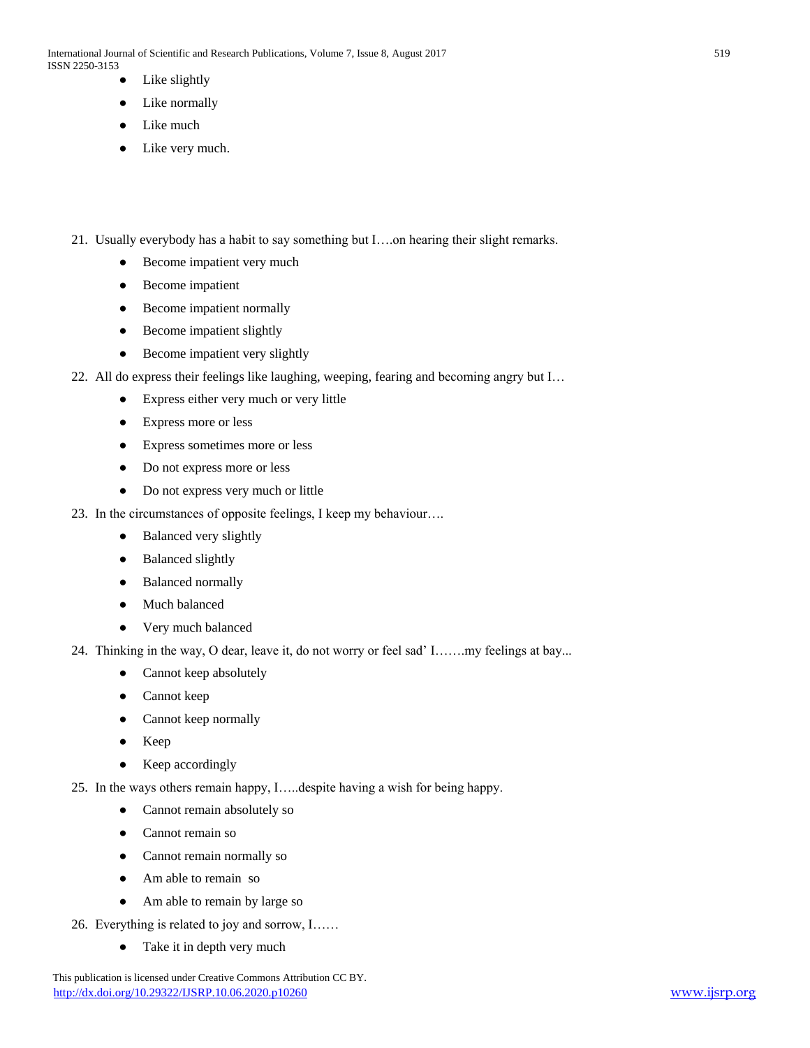- Like slightly
- Like normally
- Like much
- Like very much.

21. Usually everybody has a habit to say something but I….on hearing their slight remarks.
    - Become impatient very much
    - Become impatient
    - Become impatient normally
    - Become impatient slightly
    - Become impatient very slightly
22. All do express their feelings like laughing, weeping, fearing and becoming angry but I…
    - Express either very much or very little
    - Express more or less
    - Express sometimes more or less
    - Do not express more or less
    - Do not express very much or little
23. In the circumstances of opposite feelings, I keep my behaviour….
    - Balanced very slightly
    - Balanced slightly
    - Balanced normally
    - Much balanced
    - Very much balanced
24. Thinking in the way, O dear, leave it, do not worry or feel sad' I…….my feelings at bay...
    - Cannot keep absolutely
    - Cannot keep
    - Cannot keep normally
    - Keep
    - Keep accordingly
25. In the ways others remain happy, I…..despite having a wish for being happy.
    - Cannot remain absolutely so
    - Cannot remain so
    - Cannot remain normally so
    - Am able to remain so
    - Am able to remain by large so
26. Everything is related to joy and sorrow, I……
    - Take it in depth very much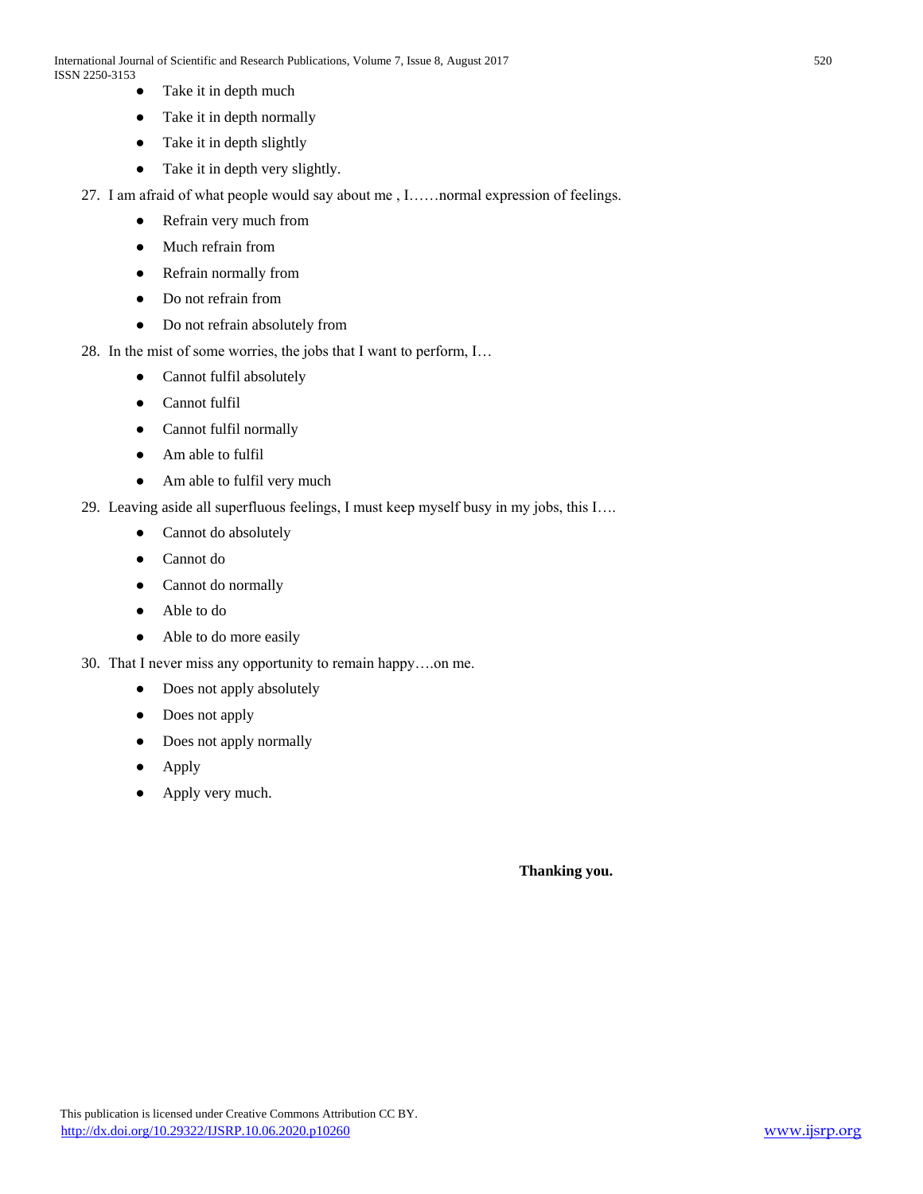- Take it in depth much
- Take it in depth normally
- Take it in depth slightly
- Take it in depth very slightly.

27. I am afraid of what people would say about me , I……normal expression of feelings.
    - Refrain very much from
    - Much refrain from
    - Refrain normally from
    - Do not refrain from
    - Do not refrain absolutely from
28. In the mist of some worries, the jobs that I want to perform, I…
    - Cannot fulfil absolutely
    - Cannot fulfil
    - Cannot fulfil normally
    - Am able to fulfil
    - Am able to fulfil very much
29. Leaving aside all superfluous feelings, I must keep myself busy in my jobs, this I….
    - Cannot do absolutely
    - Cannot do
    - Cannot do normally
    - Able to do
    - Able to do more easily
30. That I never miss any opportunity to remain happy….on me.
    - Does not apply absolutely
    - Does not apply
    - Does not apply normally
    - Apply
    - Apply very much.

**Thanking you.**